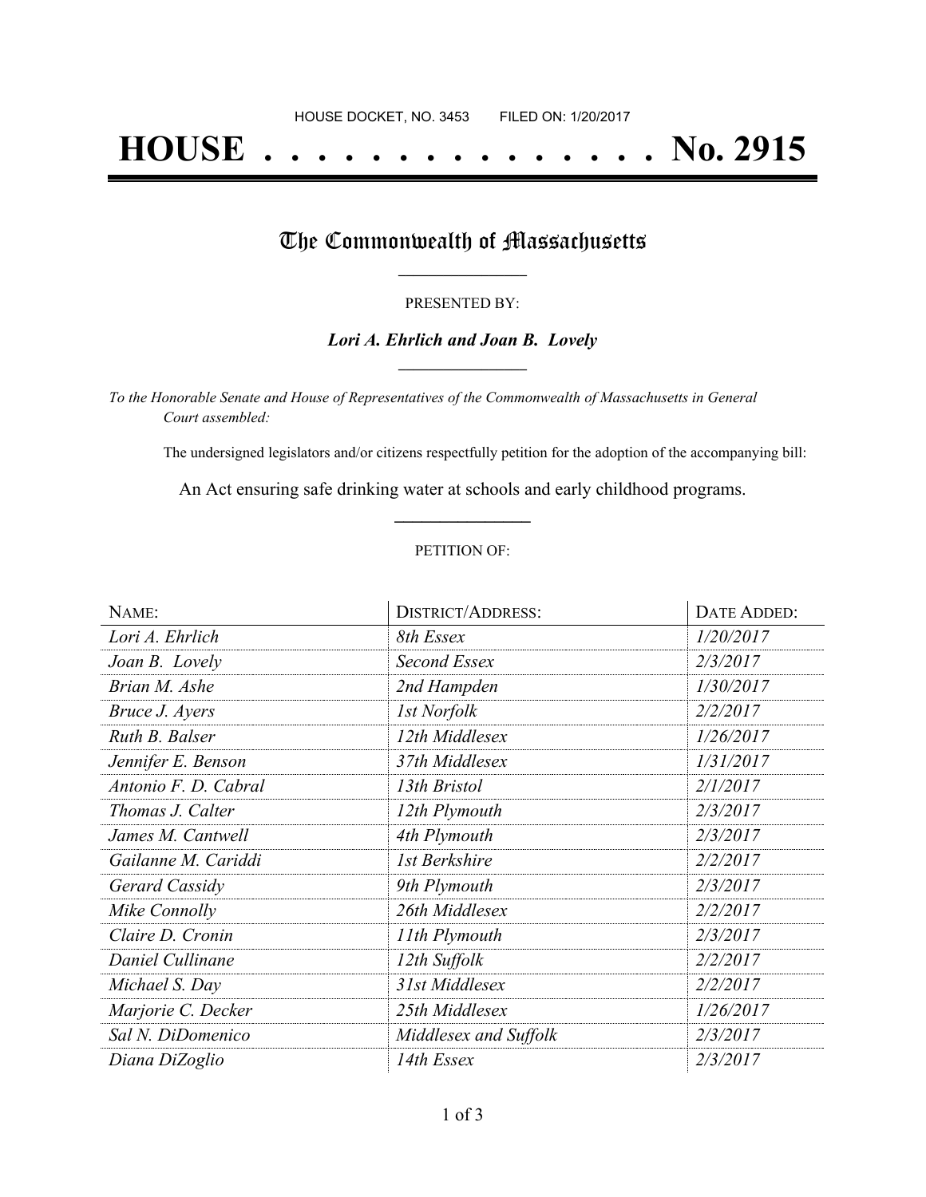HOUSE DOCKET, NO. 3453 FILED ON: 1/20/2017

# HOUSE . . . . . . . . . . . . . . . No. 2915

## The Commonwealth of Massachusetts

PRESENTED BY:

***Lori A. Ehrlich and Joan B. Lovely***

*To the Honorable Senate and House of Representatives of the Commonwealth of Massachusetts in General Court assembled:*

The undersigned legislators and/or citizens respectfully petition for the adoption of the accompanying bill:

An Act ensuring safe drinking water at schools and early childhood programs.

PETITION OF:

| NAME: | DISTRICT/ADDRESS: | DATE ADDED: |
| --- | --- | --- |
| *Lori A. Ehrlich* | *8th Essex* | *1/20/2017* |
| *Joan B. Lovely* | *Second Essex* | *2/3/2017* |
| *Brian M. Ashe* | *2nd Hampden* | *1/30/2017* |
| *Bruce J. Ayers* | *1st Norfolk* | *2/2/2017* |
| *Ruth B. Balser* | *12th Middlesex* | *1/26/2017* |
| *Jennifer E. Benson* | *37th Middlesex* | *1/31/2017* |
| *Antonio F. D. Cabral* | *13th Bristol* | *2/1/2017* |
| *Thomas J. Calter* | *12th Plymouth* | *2/3/2017* |
| *James M. Cantwell* | *4th Plymouth* | *2/3/2017* |
| *Gailanne M. Cariddi* | *1st Berkshire* | *2/2/2017* |
| *Gerard Cassidy* | *9th Plymouth* | *2/3/2017* |
| *Mike Connolly* | *26th Middlesex* | *2/2/2017* |
| *Claire D. Cronin* | *11th Plymouth* | *2/3/2017* |
| *Daniel Cullinane* | *12th Suffolk* | *2/2/2017* |
| *Michael S. Day* | *31st Middlesex* | *2/2/2017* |
| *Marjorie C. Decker* | *25th Middlesex* | *1/26/2017* |
| *Sal N. DiDomenico* | *Middlesex and Suffolk* | *2/3/2017* |
| *Diana DiZoglio* | *14th Essex* | *2/3/2017* |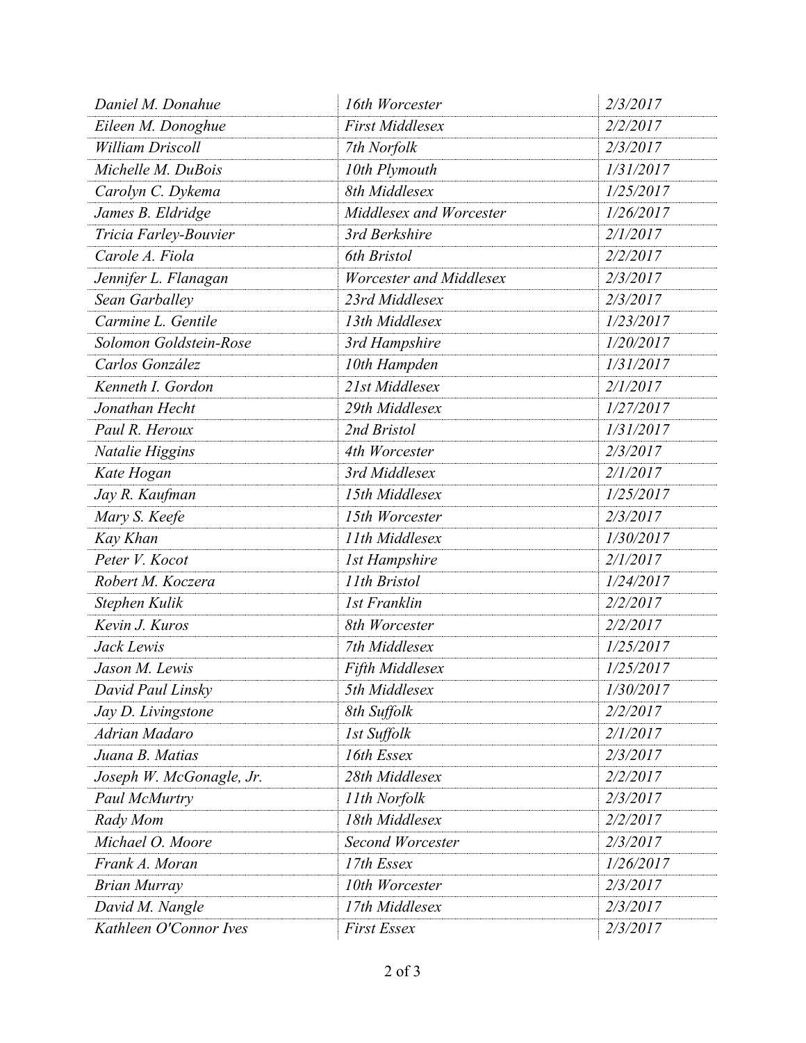| | | |
|---|---|---|
| *Daniel M. Donahue* | *16th Worcester* | *2/3/2017* |
| *Eileen M. Donoghue* | *First Middlesex* | *2/2/2017* |
| *William Driscoll* | *7th Norfolk* | *2/3/2017* |
| *Michelle M. DuBois* | *10th Plymouth* | *1/31/2017* |
| *Carolyn C. Dykema* | *8th Middlesex* | *1/25/2017* |
| *James B. Eldridge* | *Middlesex and Worcester* | *1/26/2017* |
| *Tricia Farley-Bouvier* | *3rd Berkshire* | *2/1/2017* |
| *Carole A. Fiola* | *6th Bristol* | *2/2/2017* |
| *Jennifer L. Flanagan* | *Worcester and Middlesex* | *2/3/2017* |
| *Sean Garballey* | *23rd Middlesex* | *2/3/2017* |
| *Carmine L. Gentile* | *13th Middlesex* | *1/23/2017* |
| *Solomon Goldstein-Rose* | *3rd Hampshire* | *1/20/2017* |
| *Carlos González* | *10th Hampden* | *1/31/2017* |
| *Kenneth I. Gordon* | *21st Middlesex* | *2/1/2017* |
| *Jonathan Hecht* | *29th Middlesex* | *1/27/2017* |
| *Paul R. Heroux* | *2nd Bristol* | *1/31/2017* |
| *Natalie Higgins* | *4th Worcester* | *2/3/2017* |
| *Kate Hogan* | *3rd Middlesex* | *2/1/2017* |
| *Jay R. Kaufman* | *15th Middlesex* | *1/25/2017* |
| *Mary S. Keefe* | *15th Worcester* | *2/3/2017* |
| *Kay Khan* | *11th Middlesex* | *1/30/2017* |
| *Peter V. Kocot* | *1st Hampshire* | *2/1/2017* |
| *Robert M. Koczera* | *11th Bristol* | *1/24/2017* |
| *Stephen Kulik* | *1st Franklin* | *2/2/2017* |
| *Kevin J. Kuros* | *8th Worcester* | *2/2/2017* |
| *Jack Lewis* | *7th Middlesex* | *1/25/2017* |
| *Jason M. Lewis* | *Fifth Middlesex* | *1/25/2017* |
| *David Paul Linsky* | *5th Middlesex* | *1/30/2017* |
| *Jay D. Livingstone* | *8th Suffolk* | *2/2/2017* |
| *Adrian Madaro* | *1st Suffolk* | *2/1/2017* |
| *Juana B. Matias* | *16th Essex* | *2/3/2017* |
| *Joseph W. McGonagle, Jr.* | *28th Middlesex* | *2/2/2017* |
| *Paul McMurtry* | *11th Norfolk* | *2/3/2017* |
| *Rady Mom* | *18th Middlesex* | *2/2/2017* |
| *Michael O. Moore* | *Second Worcester* | *2/3/2017* |
| *Frank A. Moran* | *17th Essex* | *1/26/2017* |
| *Brian Murray* | *10th Worcester* | *2/3/2017* |
| *David M. Nangle* | *17th Middlesex* | *2/3/2017* |
| *Kathleen O'Connor Ives* | *First Essex* | *2/3/2017* |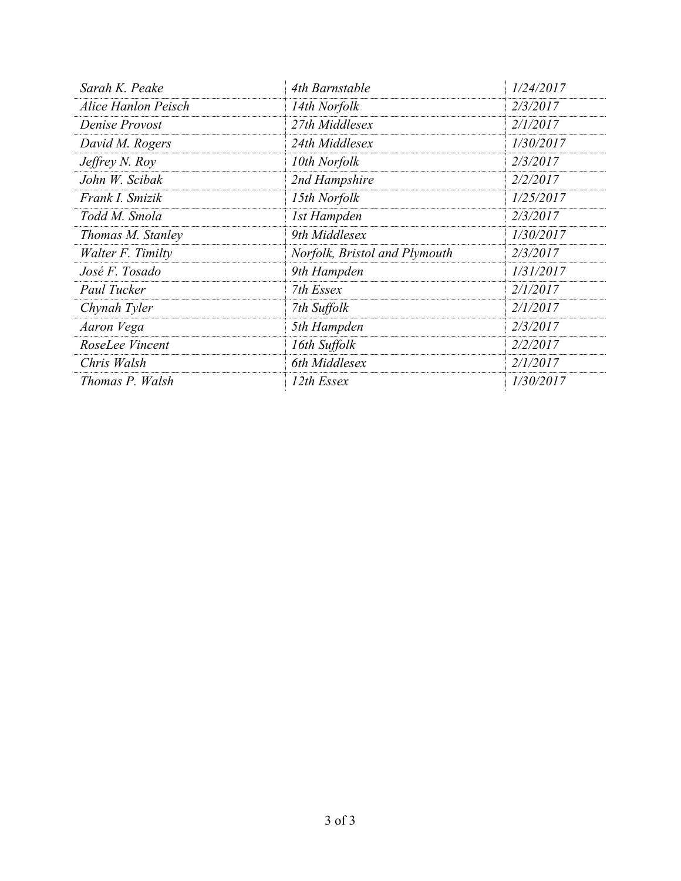| | | |
|---|---|---|
| *Sarah K. Peake* | *4th Barnstable* | *1/24/2017* |
| *Alice Hanlon Peisch* | *14th Norfolk* | *2/3/2017* |
| *Denise Provost* | *27th Middlesex* | *2/1/2017* |
| *David M. Rogers* | *24th Middlesex* | *1/30/2017* |
| *Jeffrey N. Roy* | *10th Norfolk* | *2/3/2017* |
| *John W. Scibak* | *2nd Hampshire* | *2/2/2017* |
| *Frank I. Smizik* | *15th Norfolk* | *1/25/2017* |
| *Todd M. Smola* | *1st Hampden* | *2/3/2017* |
| *Thomas M. Stanley* | *9th Middlesex* | *1/30/2017* |
| *Walter F. Timilty* | *Norfolk, Bristol and Plymouth* | *2/3/2017* |
| *José F. Tosado* | *9th Hampden* | *1/31/2017* |
| *Paul Tucker* | *7th Essex* | *2/1/2017* |
| *Chynah Tyler* | *7th Suffolk* | *2/1/2017* |
| *Aaron Vega* | *5th Hampden* | *2/3/2017* |
| *RoseLee Vincent* | *16th Suffolk* | *2/2/2017* |
| *Chris Walsh* | *6th Middlesex* | *2/1/2017* |
| *Thomas P. Walsh* | *12th Essex* | *1/30/2017* |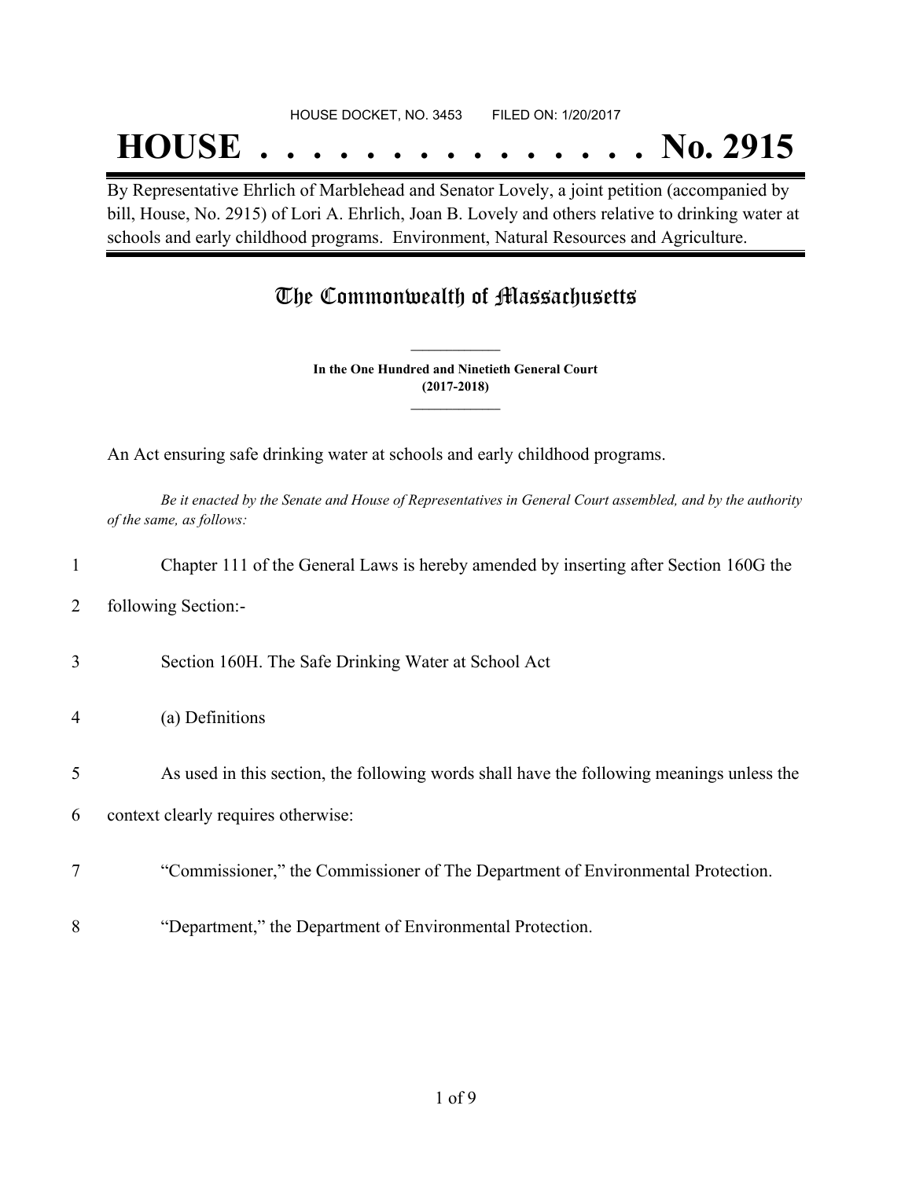HOUSE DOCKET, NO. 3453 FILED ON: 1/20/2017

# HOUSE . . . . . . . . . . . . . . . No. 2915

By Representative Ehrlich of Marblehead and Senator Lovely, a joint petition (accompanied by bill, House, No. 2915) of Lori A. Ehrlich, Joan B. Lovely and others relative to drinking water at schools and early childhood programs. Environment, Natural Resources and Agriculture.

## The Commonwealth of Massachusetts

**In the One Hundred and Ninetieth General Court**
**(2017-2018)**

An Act ensuring safe drinking water at schools and early childhood programs.

*Be it enacted by the Senate and House of Representatives in General Court assembled, and by the authority of the same, as follows:*

1 Chapter 111 of the General Laws is hereby amended by inserting after Section 160G the
2 following Section:-

3 Section 160H. The Safe Drinking Water at School Act

4 (a) Definitions

5 As used in this section, the following words shall have the following meanings unless the
6 context clearly requires otherwise:

7 "Commissioner," the Commissioner of The Department of Environmental Protection.

8 "Department," the Department of Environmental Protection.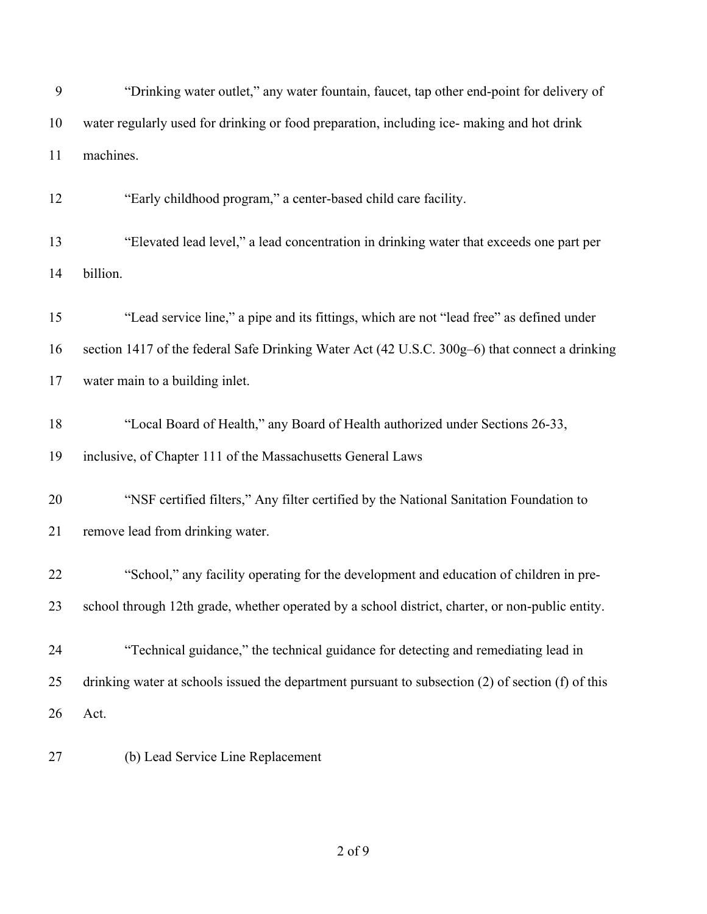"Drinking water outlet," any water fountain, faucet, tap other end-point for delivery of water regularly used for drinking or food preparation, including ice- making and hot drink machines.

"Early childhood program," a center-based child care facility.

"Elevated lead level," a lead concentration in drinking water that exceeds one part per billion.

"Lead service line," a pipe and its fittings, which are not "lead free" as defined under section 1417 of the federal Safe Drinking Water Act (42 U.S.C. 300g–6) that connect a drinking water main to a building inlet.

"Local Board of Health," any Board of Health authorized under Sections 26-33, inclusive, of Chapter 111 of the Massachusetts General Laws

"NSF certified filters," Any filter certified by the National Sanitation Foundation to remove lead from drinking water.

"School," any facility operating for the development and education of children in pre-school through 12th grade, whether operated by a school district, charter, or non-public entity.

"Technical guidance," the technical guidance for detecting and remediating lead in drinking water at schools issued the department pursuant to subsection (2) of section (f) of this Act.

(b) Lead Service Line Replacement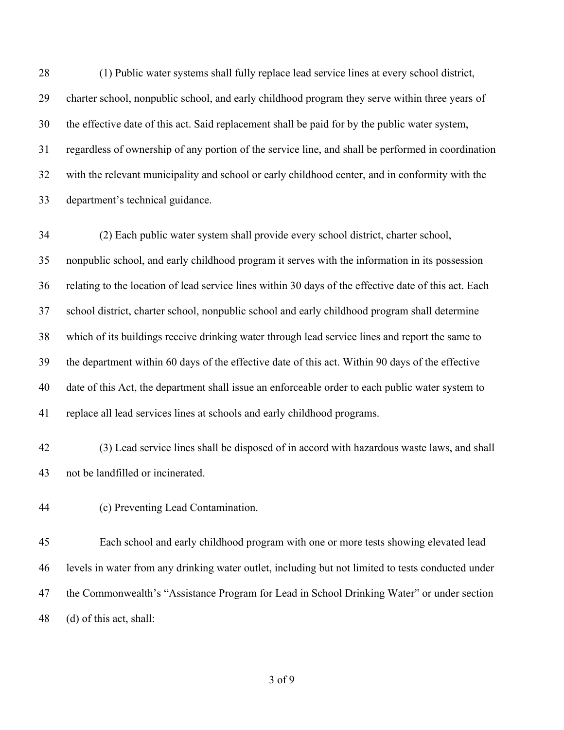(1) Public water systems shall fully replace lead service lines at every school district, charter school, nonpublic school, and early childhood program they serve within three years of the effective date of this act. Said replacement shall be paid for by the public water system, regardless of ownership of any portion of the service line, and shall be performed in coordination with the relevant municipality and school or early childhood center, and in conformity with the department's technical guidance.

(2) Each public water system shall provide every school district, charter school, nonpublic school, and early childhood program it serves with the information in its possession relating to the location of lead service lines within 30 days of the effective date of this act. Each school district, charter school, nonpublic school and early childhood program shall determine which of its buildings receive drinking water through lead service lines and report the same to the department within 60 days of the effective date of this act. Within 90 days of the effective date of this Act, the department shall issue an enforceable order to each public water system to replace all lead services lines at schools and early childhood programs.

(3) Lead service lines shall be disposed of in accord with hazardous waste laws, and shall not be landfilled or incinerated.

(c) Preventing Lead Contamination.

Each school and early childhood program with one or more tests showing elevated lead levels in water from any drinking water outlet, including but not limited to tests conducted under the Commonwealth's "Assistance Program for Lead in School Drinking Water" or under section (d) of this act, shall: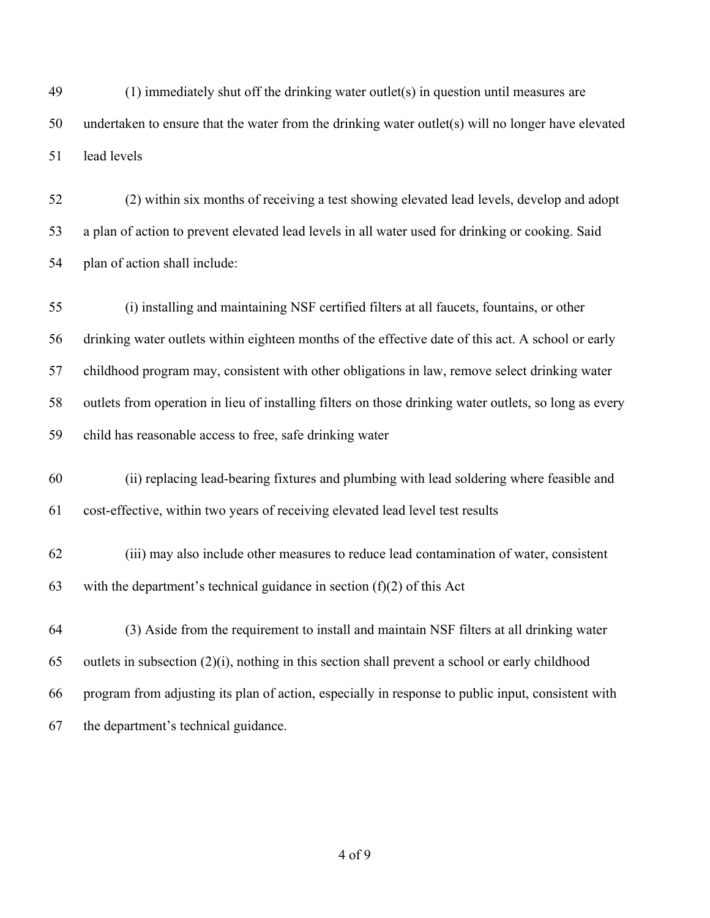(1) immediately shut off the drinking water outlet(s) in question until measures are undertaken to ensure that the water from the drinking water outlet(s) will no longer have elevated lead levels

(2) within six months of receiving a test showing elevated lead levels, develop and adopt a plan of action to prevent elevated lead levels in all water used for drinking or cooking. Said plan of action shall include:

(i) installing and maintaining NSF certified filters at all faucets, fountains, or other drinking water outlets within eighteen months of the effective date of this act. A school or early childhood program may, consistent with other obligations in law, remove select drinking water outlets from operation in lieu of installing filters on those drinking water outlets, so long as every child has reasonable access to free, safe drinking water

(ii) replacing lead-bearing fixtures and plumbing with lead soldering where feasible and cost-effective, within two years of receiving elevated lead level test results

(iii) may also include other measures to reduce lead contamination of water, consistent with the department's technical guidance in section (f)(2) of this Act

(3) Aside from the requirement to install and maintain NSF filters at all drinking water outlets in subsection (2)(i), nothing in this section shall prevent a school or early childhood program from adjusting its plan of action, especially in response to public input, consistent with the department's technical guidance.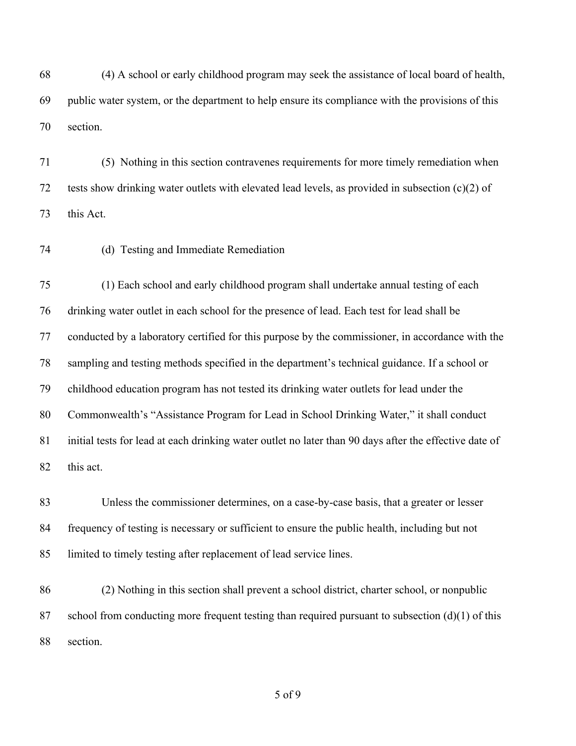(4) A school or early childhood program may seek the assistance of local board of health, public water system, or the department to help ensure its compliance with the provisions of this section.

(5) Nothing in this section contravenes requirements for more timely remediation when tests show drinking water outlets with elevated lead levels, as provided in subsection (c)(2) of this Act.

(d) Testing and Immediate Remediation

(1) Each school and early childhood program shall undertake annual testing of each drinking water outlet in each school for the presence of lead. Each test for lead shall be conducted by a laboratory certified for this purpose by the commissioner, in accordance with the sampling and testing methods specified in the department's technical guidance. If a school or childhood education program has not tested its drinking water outlets for lead under the Commonwealth's "Assistance Program for Lead in School Drinking Water," it shall conduct initial tests for lead at each drinking water outlet no later than 90 days after the effective date of this act.

Unless the commissioner determines, on a case-by-case basis, that a greater or lesser frequency of testing is necessary or sufficient to ensure the public health, including but not limited to timely testing after replacement of lead service lines.

(2) Nothing in this section shall prevent a school district, charter school, or nonpublic school from conducting more frequent testing than required pursuant to subsection (d)(1) of this section.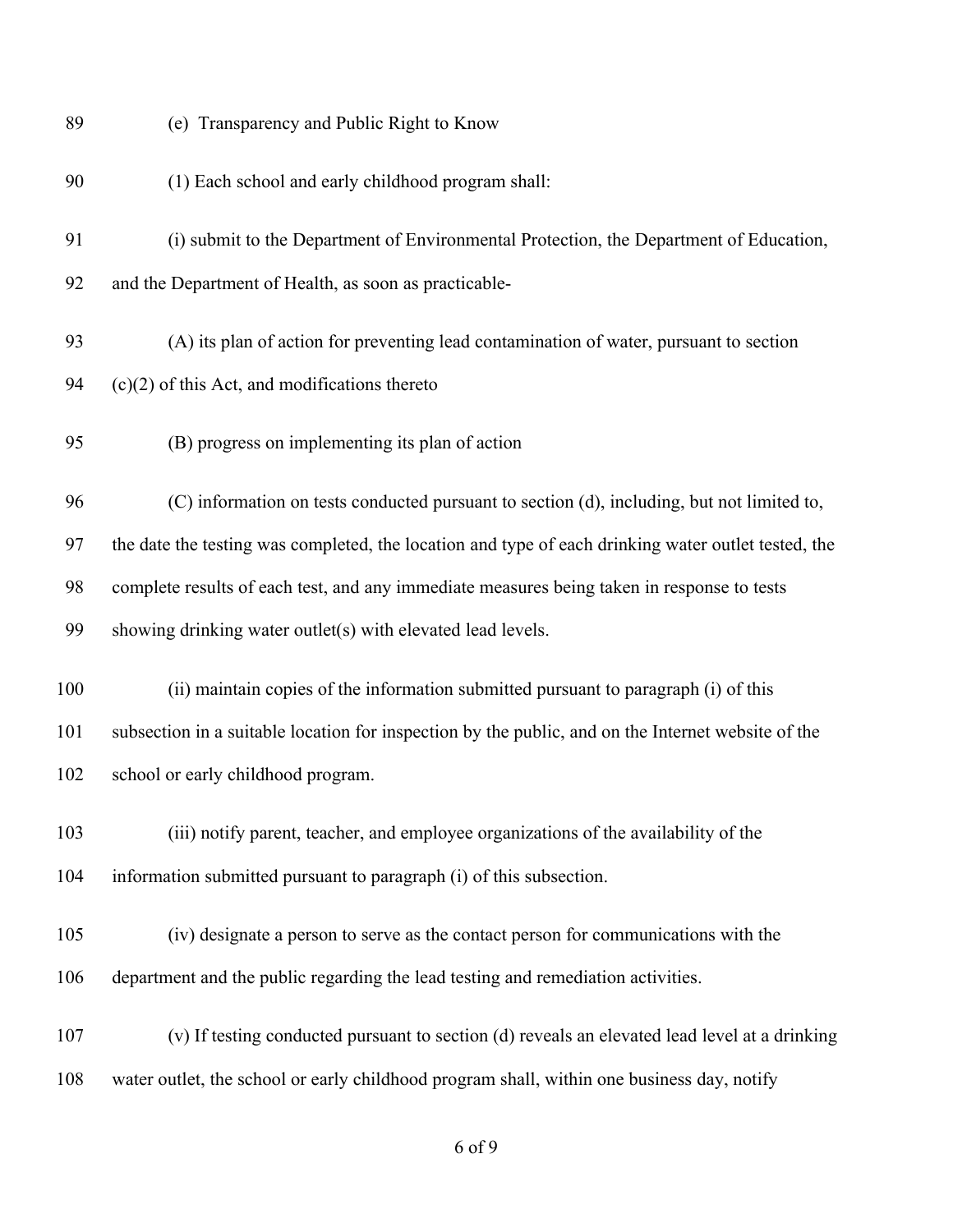(e) Transparency and Public Right to Know

(1) Each school and early childhood program shall:

(i) submit to the Department of Environmental Protection, the Department of Education, and the Department of Health, as soon as practicable-

(A) its plan of action for preventing lead contamination of water, pursuant to section (c)(2) of this Act, and modifications thereto

(B) progress on implementing its plan of action

(C) information on tests conducted pursuant to section (d), including, but not limited to, the date the testing was completed, the location and type of each drinking water outlet tested, the complete results of each test, and any immediate measures being taken in response to tests showing drinking water outlet(s) with elevated lead levels.

(ii) maintain copies of the information submitted pursuant to paragraph (i) of this subsection in a suitable location for inspection by the public, and on the Internet website of the school or early childhood program.

(iii) notify parent, teacher, and employee organizations of the availability of the information submitted pursuant to paragraph (i) of this subsection.

(iv) designate a person to serve as the contact person for communications with the department and the public regarding the lead testing and remediation activities.

(v) If testing conducted pursuant to section (d) reveals an elevated lead level at a drinking water outlet, the school or early childhood program shall, within one business day, notify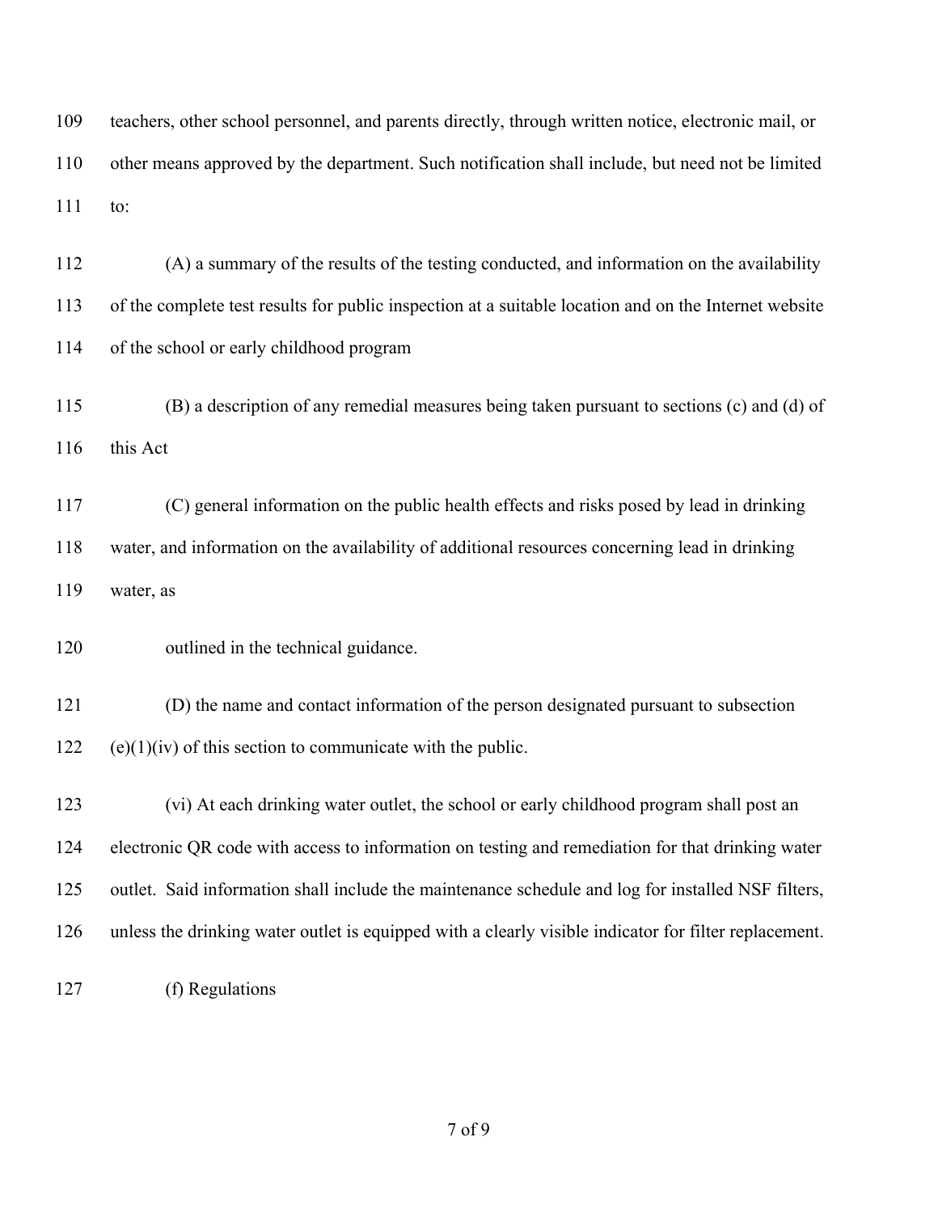teachers, other school personnel, and parents directly, through written notice, electronic mail, or other means approved by the department. Such notification shall include, but need not be limited to:

(A) a summary of the results of the testing conducted, and information on the availability of the complete test results for public inspection at a suitable location and on the Internet website of the school or early childhood program

(B) a description of any remedial measures being taken pursuant to sections (c) and (d) of this Act

(C) general information on the public health effects and risks posed by lead in drinking water, and information on the availability of additional resources concerning lead in drinking water, as

outlined in the technical guidance.

(D) the name and contact information of the person designated pursuant to subsection (e)(1)(iv) of this section to communicate with the public.

(vi) At each drinking water outlet, the school or early childhood program shall post an electronic QR code with access to information on testing and remediation for that drinking water outlet. Said information shall include the maintenance schedule and log for installed NSF filters, unless the drinking water outlet is equipped with a clearly visible indicator for filter replacement.

(f) Regulations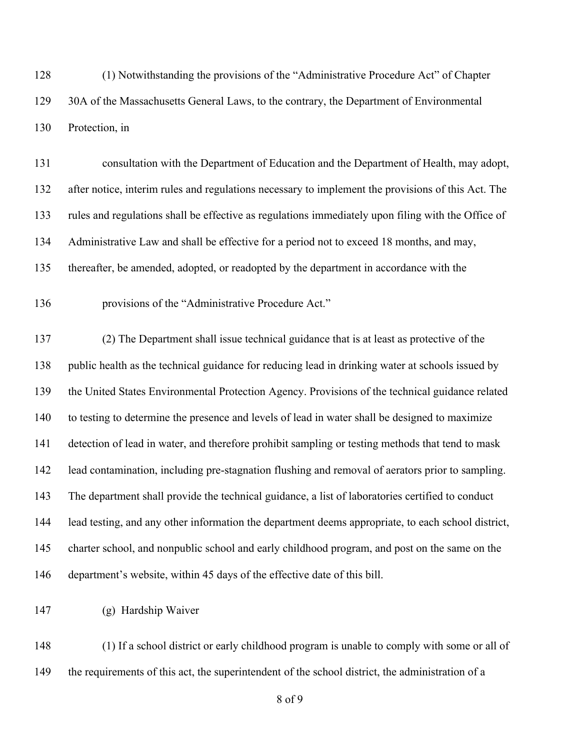(1) Notwithstanding the provisions of the "Administrative Procedure Act" of Chapter 30A of the Massachusetts General Laws, to the contrary, the Department of Environmental Protection, in

consultation with the Department of Education and the Department of Health, may adopt, after notice, interim rules and regulations necessary to implement the provisions of this Act. The rules and regulations shall be effective as regulations immediately upon filing with the Office of Administrative Law and shall be effective for a period not to exceed 18 months, and may, thereafter, be amended, adopted, or readopted by the department in accordance with the

provisions of the "Administrative Procedure Act."

(2) The Department shall issue technical guidance that is at least as protective of the public health as the technical guidance for reducing lead in drinking water at schools issued by the United States Environmental Protection Agency. Provisions of the technical guidance related to testing to determine the presence and levels of lead in water shall be designed to maximize detection of lead in water, and therefore prohibit sampling or testing methods that tend to mask lead contamination, including pre-stagnation flushing and removal of aerators prior to sampling. The department shall provide the technical guidance, a list of laboratories certified to conduct lead testing, and any other information the department deems appropriate, to each school district, charter school, and nonpublic school and early childhood program, and post on the same on the department's website, within 45 days of the effective date of this bill.

(g) Hardship Waiver

(1) If a school district or early childhood program is unable to comply with some or all of the requirements of this act, the superintendent of the school district, the administration of a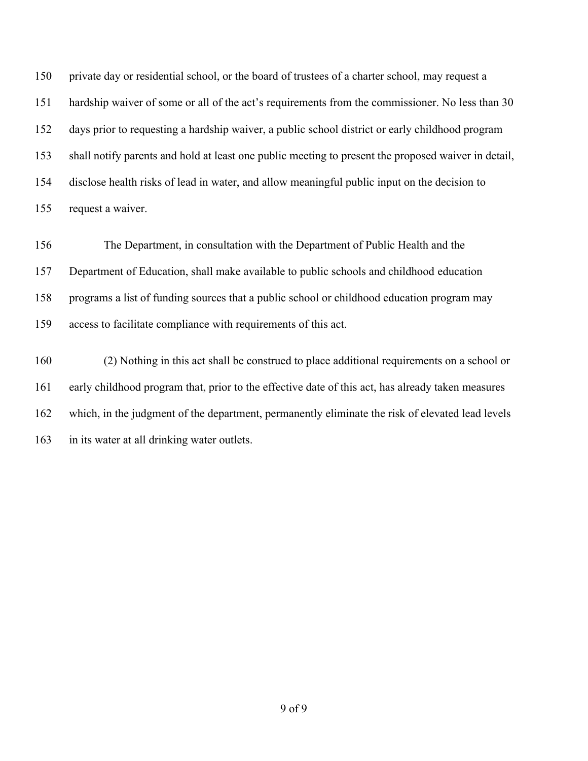private day or residential school, or the board of trustees of a charter school, may request a hardship waiver of some or all of the act's requirements from the commissioner. No less than 30 days prior to requesting a hardship waiver, a public school district or early childhood program shall notify parents and hold at least one public meeting to present the proposed waiver in detail, disclose health risks of lead in water, and allow meaningful public input on the decision to request a waiver.

The Department, in consultation with the Department of Public Health and the Department of Education, shall make available to public schools and childhood education programs a list of funding sources that a public school or childhood education program may access to facilitate compliance with requirements of this act.

(2) Nothing in this act shall be construed to place additional requirements on a school or early childhood program that, prior to the effective date of this act, has already taken measures which, in the judgment of the department, permanently eliminate the risk of elevated lead levels in its water at all drinking water outlets.